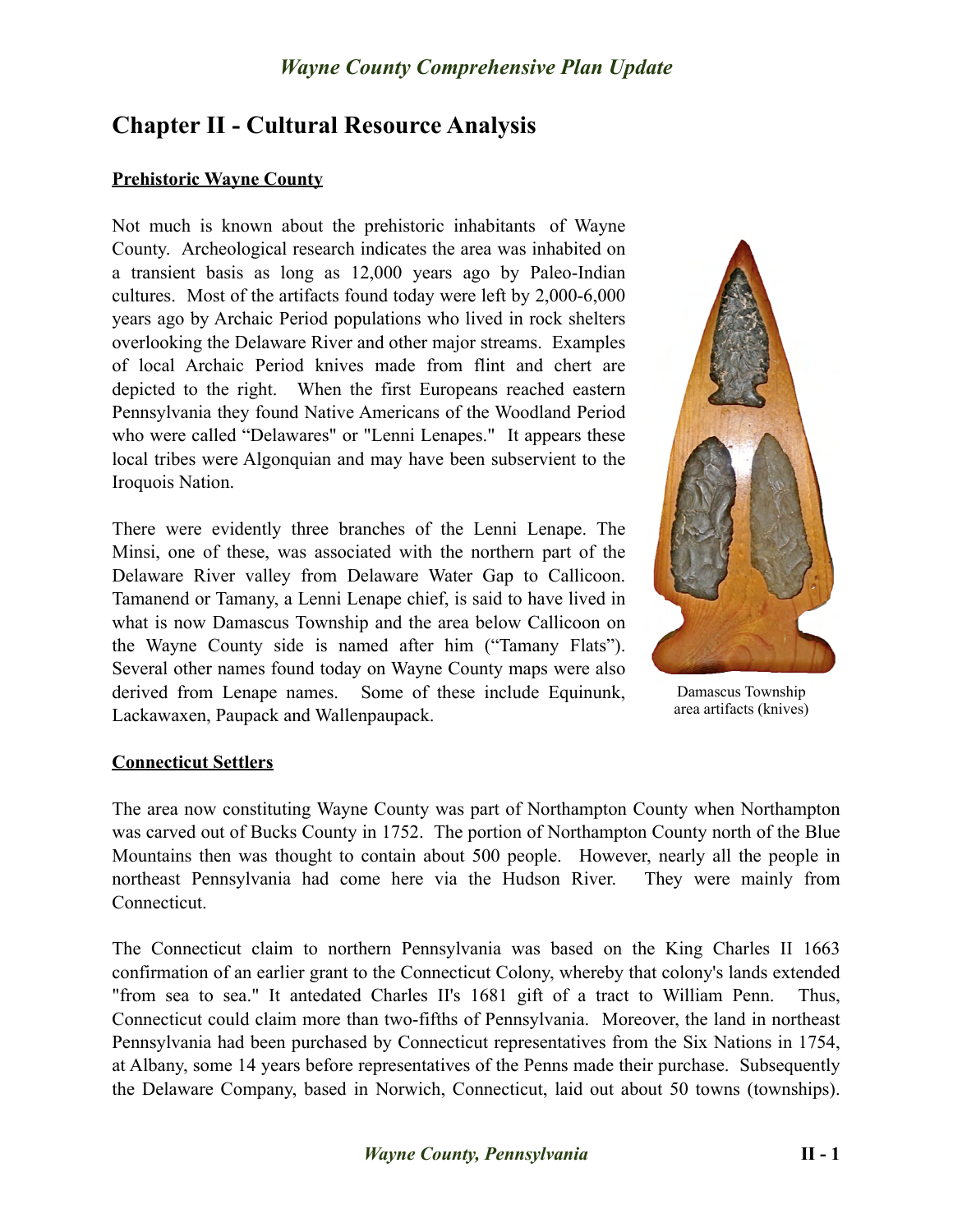# Chapter II - Cultural Resource Analysis

## Prehistoric Wayne County

Not much is known about the prehistoric inhabitants of Wayne County. Archeological research indicates the area was inhabited on a transient basis as long as 12,000 years ago by Paleo-Indian cultures. Most of the artifacts found today were left by 2,000-6,000 years ago by Archaic Period populations who lived in rock shelters overlooking the Delaware River and other major streams. Examples of local Archaic Period knives made from flint and chert are depicted to the right. When the first Europeans reached eastern Pennsylvania they found Native Americans of the Woodland Period who were called "Delawares" or "Lenni Lenapes." It appears these local tribes were Algonquian and may have been subservient to the Iroquois Nation.

Damascus Township area artifacts (knives)

There were evidently three branches of the Lenni Lenape. The Minsi, one of these, was associated with the northern part of the Delaware River valley from Delaware Water Gap to Callicoon. Tamanend or Tamany, a Lenni Lenape chief, is said to have lived in what is now Damascus Township and the area below Callicoon on the Wayne County side is named after him ("Tamany Flats"). Several other names found today on Wayne County maps were also derived from Lenape names. Some of these include Equinunk, Lackawaxen, Paupack and Wallenpaupack.

## Connecticut Settlers

The area now constituting Wayne County was part of Northampton County when Northampton was carved out of Bucks County in 1752. The portion of Northampton County north of the Blue Mountains then was thought to contain about 500 people. However, nearly all the people in northeast Pennsylvania had come here via the Hudson River. They were mainly from Connecticut.

The Connecticut claim to northern Pennsylvania was based on the King Charles II 1663 confirmation of an earlier grant to the Connecticut Colony, whereby that colony's lands extended "from sea to sea." It antedated Charles II's 1681 gift of a tract to William Penn. Thus, Connecticut could claim more than two-fifths of Pennsylvania. Moreover, the land in northeast Pennsylvania had been purchased by Connecticut representatives from the Six Nations in 1754, at Albany, some 14 years before representatives of the Penns made their purchase. Subsequently the Delaware Company, based in Norwich, Connecticut, laid out about 50 towns (townships).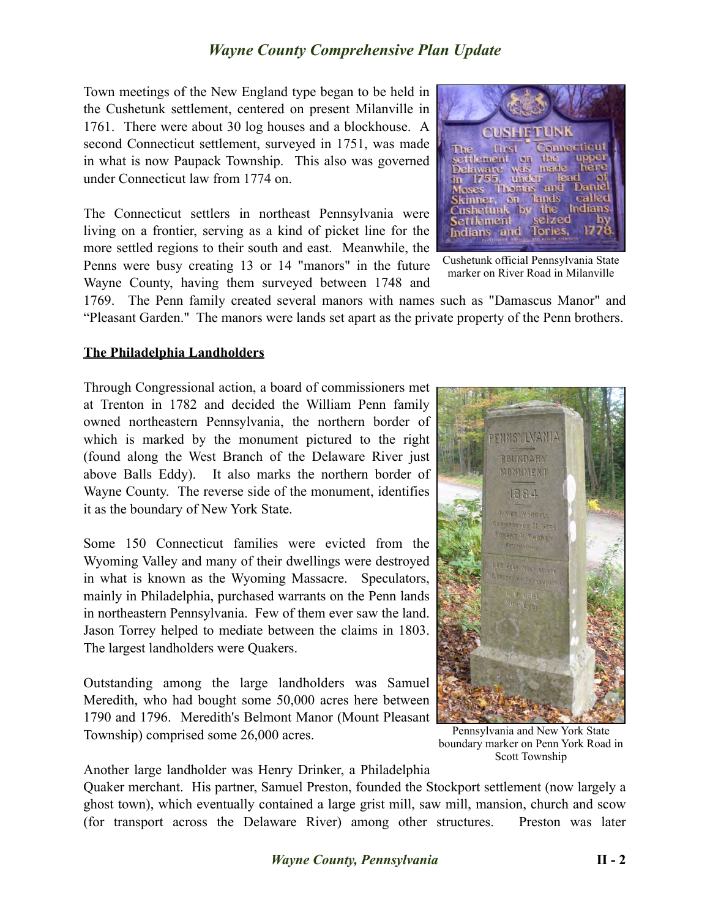Town meetings of the New England type began to be held in the Cushetunk settlement, centered on present Milanville in 1761. There were about 30 log houses and a blockhouse. A second Connecticut settlement, surveyed in 1751, was made in what is now Paupack Township. This also was governed under Connecticut law from 1774 on.

Cushetunk official Pennsylvania State marker on River Road in Milanville

The Connecticut settlers in northeast Pennsylvania were living on a frontier, serving as a kind of picket line for the more settled regions to their south and east. Meanwhile, the Penns were busy creating 13 or 14 "manors" in the future Wayne County, having them surveyed between 1748 and 1769. The Penn family created several manors with names such as "Damascus Manor" and "Pleasant Garden." The manors were lands set apart as the private property of the Penn brothers.

**The Philadelphia Landholders**

Through Congressional action, a board of commissioners met at Trenton in 1782 and decided the William Penn family owned northeastern Pennsylvania, the northern border of which is marked by the monument pictured to the right (found along the West Branch of the Delaware River just above Balls Eddy). It also marks the northern border of Wayne County. The reverse side of the monument, identifies it as the boundary of New York State.

Some 150 Connecticut families were evicted from the Wyoming Valley and many of their dwellings were destroyed in what is known as the Wyoming Massacre. Speculators, mainly in Philadelphia, purchased warrants on the Penn lands in northeastern Pennsylvania. Few of them ever saw the land. Jason Torrey helped to mediate between the claims in 1803. The largest landholders were Quakers.

Outstanding among the large landholders was Samuel Meredith, who had bought some 50,000 acres here between 1790 and 1796. Meredith's Belmont Manor (Mount Pleasant Township) comprised some 26,000 acres.

Pennsylvania and New York State boundary marker on Penn York Road in Scott Township

Another large landholder was Henry Drinker, a Philadelphia Quaker merchant. His partner, Samuel Preston, founded the Stockport settlement (now largely a ghost town), which eventually contained a large grist mill, saw mill, mansion, church and scow (for transport across the Delaware River) among other structures. Preston was later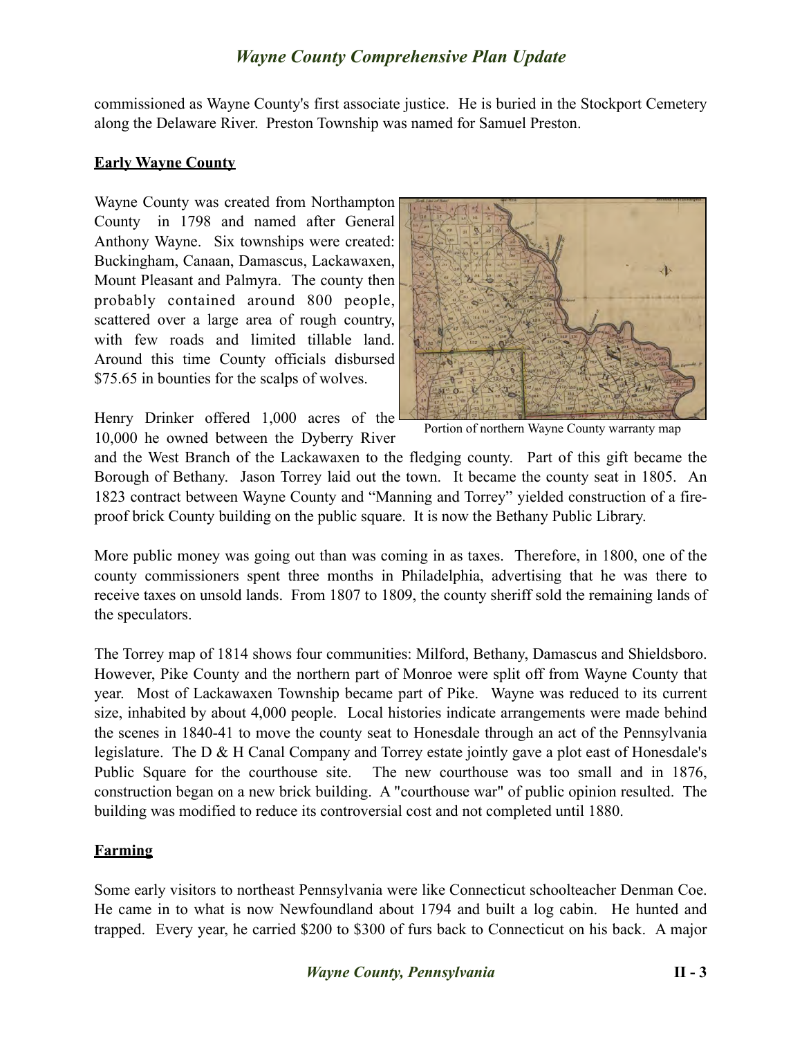commissioned as Wayne County's first associate justice. He is buried in the Stockport Cemetery along the Delaware River. Preston Township was named for Samuel Preston.

## Early Wayne County

Wayne County was created from Northampton County in 1798 and named after General Anthony Wayne. Six townships were created: Buckingham, Canaan, Damascus, Lackawaxen, Mount Pleasant and Palmyra. The county then probably contained around 800 people, scattered over a large area of rough country, with few roads and limited tillable land. Around this time County officials disbursed $75.65 in bounties for the scalps of wolves.

Portion of northern Wayne County warranty map

Henry Drinker offered 1,000 acres of the 10,000 he owned between the Dyberry River and the West Branch of the Lackawaxen to the fledging county. Part of this gift became the Borough of Bethany. Jason Torrey laid out the town. It became the county seat in 1805. An 1823 contract between Wayne County and "Manning and Torrey" yielded construction of a fire-proof brick County building on the public square. It is now the Bethany Public Library.

More public money was going out than was coming in as taxes. Therefore, in 1800, one of the county commissioners spent three months in Philadelphia, advertising that he was there to receive taxes on unsold lands. From 1807 to 1809, the county sheriff sold the remaining lands of the speculators.

The Torrey map of 1814 shows four communities: Milford, Bethany, Damascus and Shieldsboro. However, Pike County and the northern part of Monroe were split off from Wayne County that year. Most of Lackawaxen Township became part of Pike. Wayne was reduced to its current size, inhabited by about 4,000 people. Local histories indicate arrangements were made behind the scenes in 1840-41 to move the county seat to Honesdale through an act of the Pennsylvania legislature. The D & H Canal Company and Torrey estate jointly gave a plot east of Honesdale's Public Square for the courthouse site. The new courthouse was too small and in 1876, construction began on a new brick building. A "courthouse war" of public opinion resulted. The building was modified to reduce its controversial cost and not completed until 1880.

## Farming

Some early visitors to northeast Pennsylvania were like Connecticut schoolteacher Denman Coe. He came in to what is now Newfoundland about 1794 and built a log cabin. He hunted and trapped. Every year, he carried $200 to $300 of furs back to Connecticut on his back. A major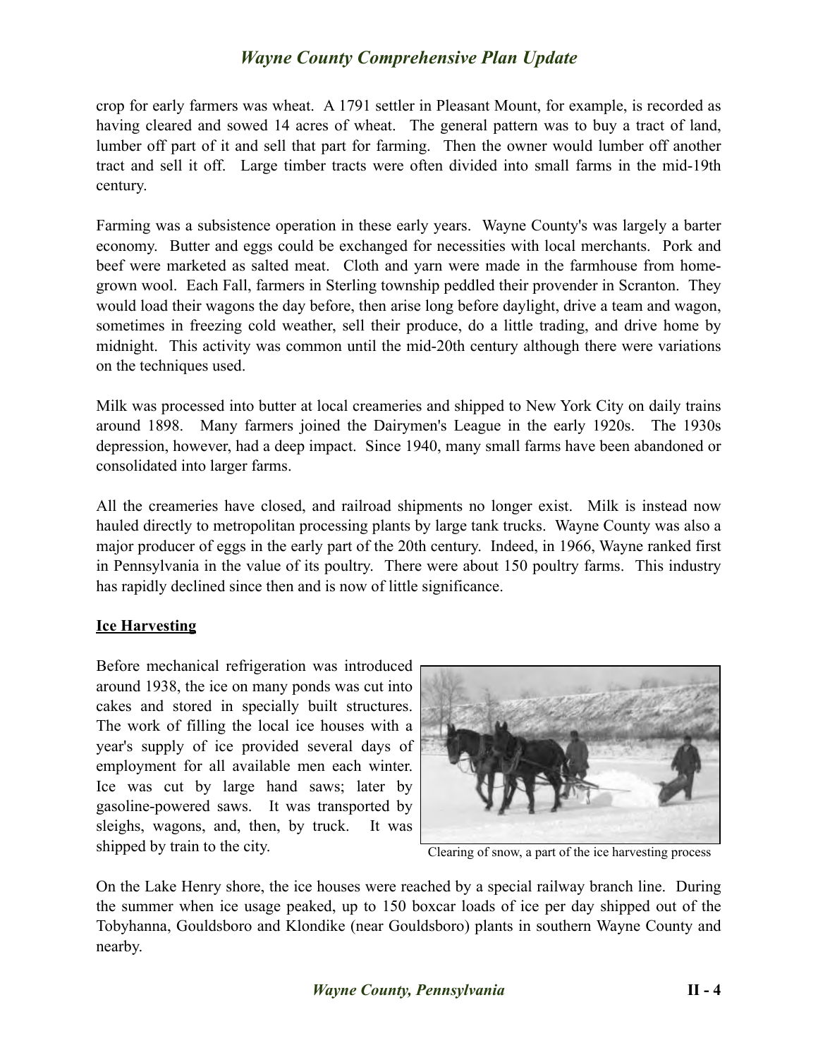crop for early farmers was wheat. A 1791 settler in Pleasant Mount, for example, is recorded as having cleared and sowed 14 acres of wheat. The general pattern was to buy a tract of land, lumber off part of it and sell that part for farming. Then the owner would lumber off another tract and sell it off. Large timber tracts were often divided into small farms in the mid-19th century.

Farming was a subsistence operation in these early years. Wayne County's was largely a barter economy. Butter and eggs could be exchanged for necessities with local merchants. Pork and beef were marketed as salted meat. Cloth and yarn were made in the farmhouse from home-grown wool. Each Fall, farmers in Sterling township peddled their provender in Scranton. They would load their wagons the day before, then arise long before daylight, drive a team and wagon, sometimes in freezing cold weather, sell their produce, do a little trading, and drive home by midnight. This activity was common until the mid-20th century although there were variations on the techniques used.

Milk was processed into butter at local creameries and shipped to New York City on daily trains around 1898. Many farmers joined the Dairymen's League in the early 1920s. The 1930s depression, however, had a deep impact. Since 1940, many small farms have been abandoned or consolidated into larger farms.

All the creameries have closed, and railroad shipments no longer exist. Milk is instead now hauled directly to metropolitan processing plants by large tank trucks. Wayne County was also a major producer of eggs in the early part of the 20th century. Indeed, in 1966, Wayne ranked first in Pennsylvania in the value of its poultry. There were about 150 poultry farms. This industry has rapidly declined since then and is now of little significance.

## Ice Harvesting

Before mechanical refrigeration was introduced around 1938, the ice on many ponds was cut into cakes and stored in specially built structures. The work of filling the local ice houses with a year's supply of ice provided several days of employment for all available men each winter. Ice was cut by large hand saws; later by gasoline-powered saws. It was transported by sleighs, wagons, and, then, by truck. It was shipped by train to the city.

Clearing of snow, a part of the ice harvesting process

On the Lake Henry shore, the ice houses were reached by a special railway branch line. During the summer when ice usage peaked, up to 150 boxcar loads of ice per day shipped out of the Tobyhanna, Gouldsboro and Klondike (near Gouldsboro) plants in southern Wayne County and nearby.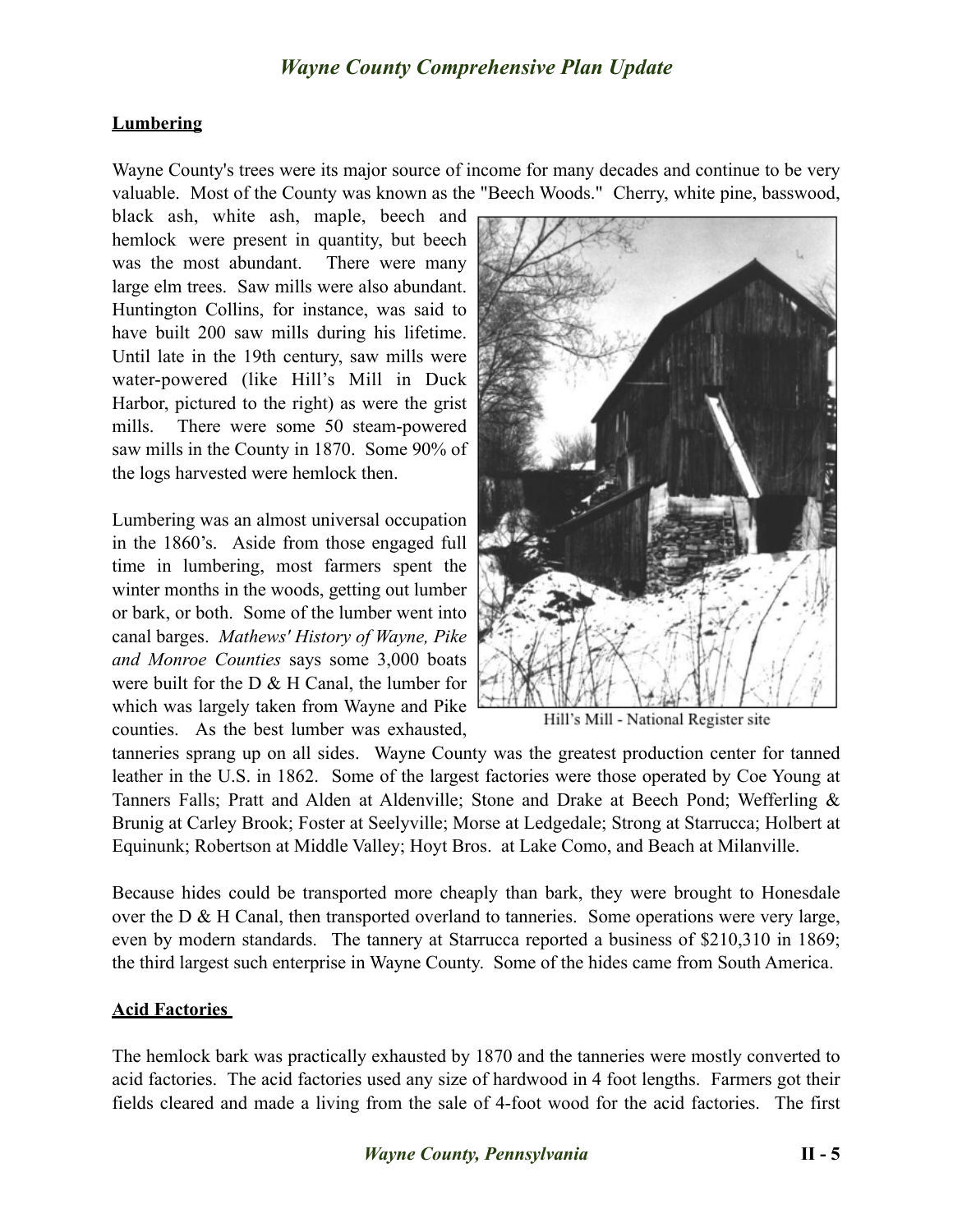## Lumbering

Wayne County's trees were its major source of income for many decades and continue to be very valuable. Most of the County was known as the "Beech Woods." Cherry, white pine, basswood, black ash, white ash, maple, beech and hemlock were present in quantity, but beech was the most abundant. There were many large elm trees. Saw mills were also abundant. Huntington Collins, for instance, was said to have built 200 saw mills during his lifetime. Until late in the 19th century, saw mills were water-powered (like Hill's Mill in Duck Harbor, pictured to the right) as were the grist mills. There were some 50 steam-powered saw mills in the County in 1870. Some 90% of the logs harvested were hemlock then.

Hill's Mill - National Register site

Lumbering was an almost universal occupation in the 1860's. Aside from those engaged full time in lumbering, most farmers spent the winter months in the woods, getting out lumber or bark, or both. Some of the lumber went into canal barges. *Mathews' History of Wayne, Pike and Monroe Counties* says some 3,000 boats were built for the D & H Canal, the lumber for which was largely taken from Wayne and Pike counties. As the best lumber was exhausted, tanneries sprang up on all sides. Wayne County was the greatest production center for tanned leather in the U.S. in 1862. Some of the largest factories were those operated by Coe Young at Tanners Falls; Pratt and Alden at Aldenville; Stone and Drake at Beech Pond; Wefferling & Brunig at Carley Brook; Foster at Seelyville; Morse at Ledgedale; Strong at Starrucca; Holbert at Equinunk; Robertson at Middle Valley; Hoyt Bros. at Lake Como, and Beach at Milanville.

Because hides could be transported more cheaply than bark, they were brought to Honesdale over the D & H Canal, then transported overland to tanneries. Some operations were very large, even by modern standards. The tannery at Starrucca reported a business of $210,310 in 1869; the third largest such enterprise in Wayne County. Some of the hides came from South America.

## Acid Factories

The hemlock bark was practically exhausted by 1870 and the tanneries were mostly converted to acid factories. The acid factories used any size of hardwood in 4 foot lengths. Farmers got their fields cleared and made a living from the sale of 4-foot wood for the acid factories. The first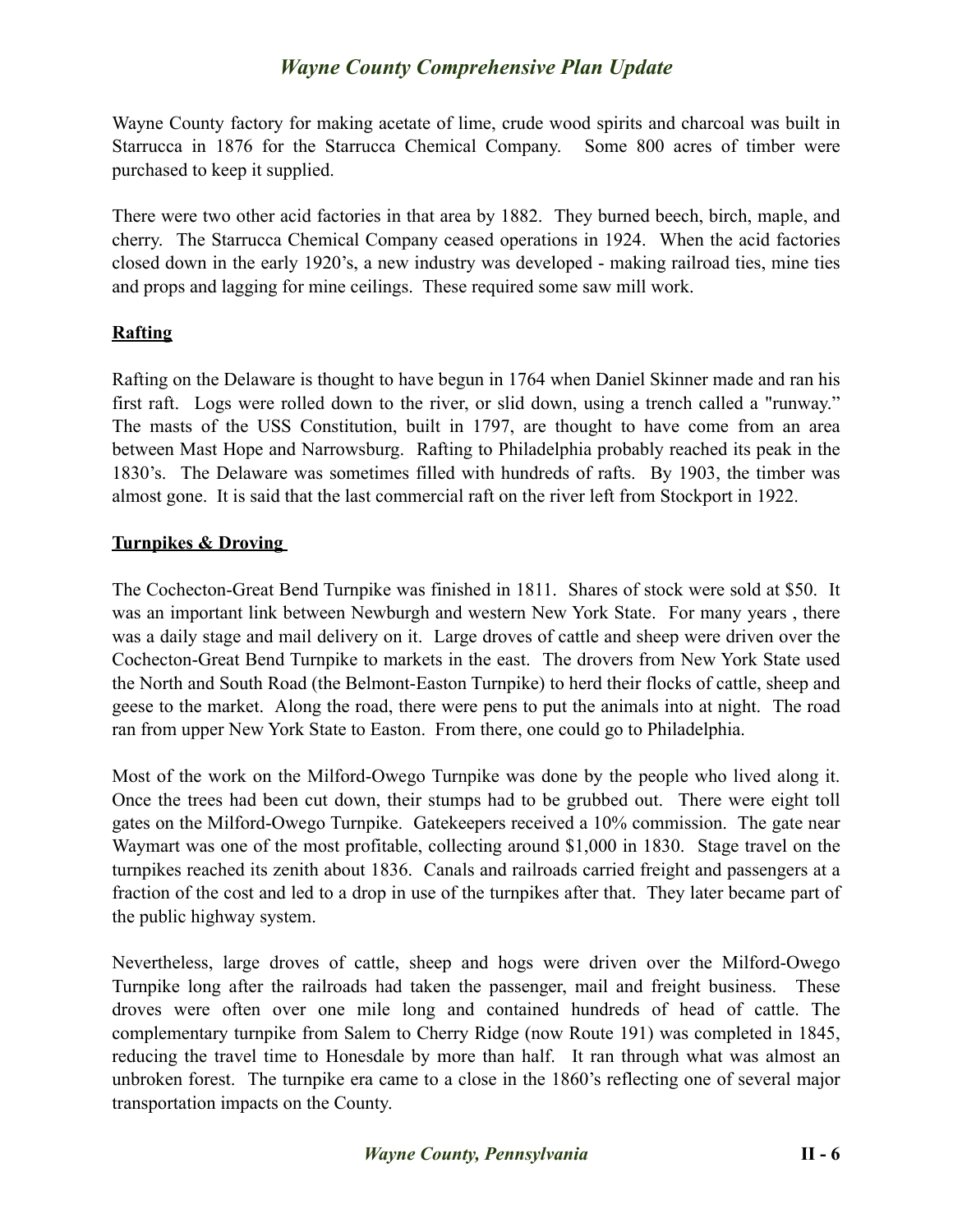Wayne County factory for making acetate of lime, crude wood spirits and charcoal was built in Starrucca in 1876 for the Starrucca Chemical Company. Some 800 acres of timber were purchased to keep it supplied.

There were two other acid factories in that area by 1882. They burned beech, birch, maple, and cherry. The Starrucca Chemical Company ceased operations in 1924. When the acid factories closed down in the early 1920's, a new industry was developed - making railroad ties, mine ties and props and lagging for mine ceilings. These required some saw mill work.

## Rafting

Rafting on the Delaware is thought to have begun in 1764 when Daniel Skinner made and ran his first raft. Logs were rolled down to the river, or slid down, using a trench called a "runway." The masts of the USS Constitution, built in 1797, are thought to have come from an area between Mast Hope and Narrowsburg. Rafting to Philadelphia probably reached its peak in the 1830's. The Delaware was sometimes filled with hundreds of rafts. By 1903, the timber was almost gone. It is said that the last commercial raft on the river left from Stockport in 1922.

## Turnpikes & Droving

The Cochecton-Great Bend Turnpike was finished in 1811. Shares of stock were sold at $50. It was an important link between Newburgh and western New York State. For many years , there was a daily stage and mail delivery on it. Large droves of cattle and sheep were driven over the Cochecton-Great Bend Turnpike to markets in the east. The drovers from New York State used the North and South Road (the Belmont-Easton Turnpike) to herd their flocks of cattle, sheep and geese to the market. Along the road, there were pens to put the animals into at night. The road ran from upper New York State to Easton. From there, one could go to Philadelphia.

Most of the work on the Milford-Owego Turnpike was done by the people who lived along it. Once the trees had been cut down, their stumps had to be grubbed out. There were eight toll gates on the Milford-Owego Turnpike. Gatekeepers received a 10% commission. The gate near Waymart was one of the most profitable, collecting around $1,000 in 1830. Stage travel on the turnpikes reached its zenith about 1836. Canals and railroads carried freight and passengers at a fraction of the cost and led to a drop in use of the turnpikes after that. They later became part of the public highway system.

Nevertheless, large droves of cattle, sheep and hogs were driven over the Milford-Owego Turnpike long after the railroads had taken the passenger, mail and freight business. These droves were often over one mile long and contained hundreds of head of cattle. The complementary turnpike from Salem to Cherry Ridge (now Route 191) was completed in 1845, reducing the travel time to Honesdale by more than half. It ran through what was almost an unbroken forest. The turnpike era came to a close in the 1860's reflecting one of several major transportation impacts on the County.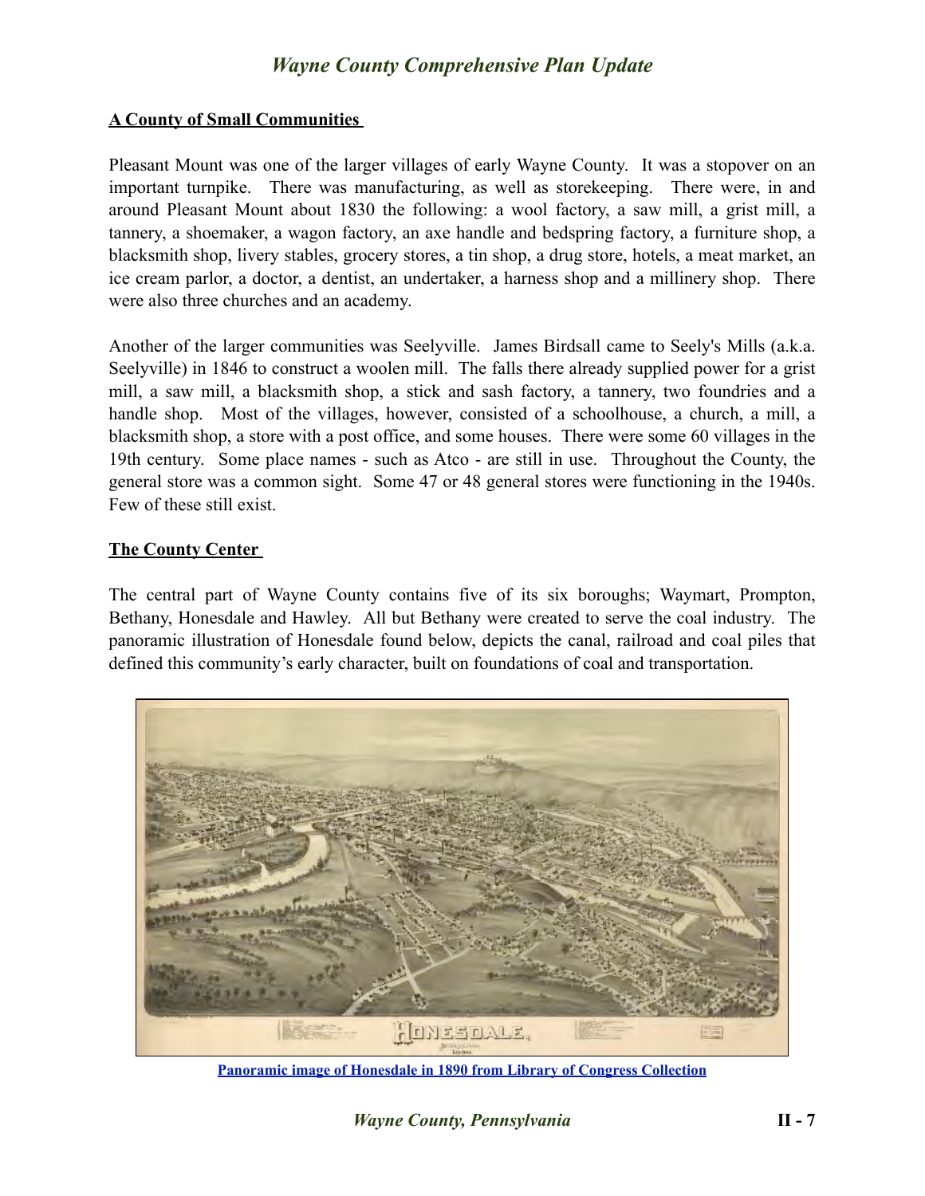## A County of Small Communities

Pleasant Mount was one of the larger villages of early Wayne County. It was a stopover on an important turnpike. There was manufacturing, as well as storekeeping. There were, in and around Pleasant Mount about 1830 the following: a wool factory, a saw mill, a grist mill, a tannery, a shoemaker, a wagon factory, an axe handle and bedspring factory, a furniture shop, a blacksmith shop, livery stables, grocery stores, a tin shop, a drug store, hotels, a meat market, an ice cream parlor, a doctor, a dentist, an undertaker, a harness shop and a millinery shop. There were also three churches and an academy.

Another of the larger communities was Seelyville. James Birdsall came to Seely's Mills (a.k.a. Seelyville) in 1846 to construct a woolen mill. The falls there already supplied power for a grist mill, a saw mill, a blacksmith shop, a stick and sash factory, a tannery, two foundries and a handle shop. Most of the villages, however, consisted of a schoolhouse, a church, a mill, a blacksmith shop, a store with a post office, and some houses. There were some 60 villages in the 19th century. Some place names - such as Atco - are still in use. Throughout the County, the general store was a common sight. Some 47 or 48 general stores were functioning in the 1940s. Few of these still exist.

## The County Center

The central part of Wayne County contains five of its six boroughs; Waymart, Prompton, Bethany, Honesdale and Hawley. All but Bethany were created to serve the coal industry. The panoramic illustration of Honesdale found below, depicts the canal, railroad and coal piles that defined this community's early character, built on foundations of coal and transportation.

**Panoramic image of Honesdale in 1890 from Library of Congress Collection**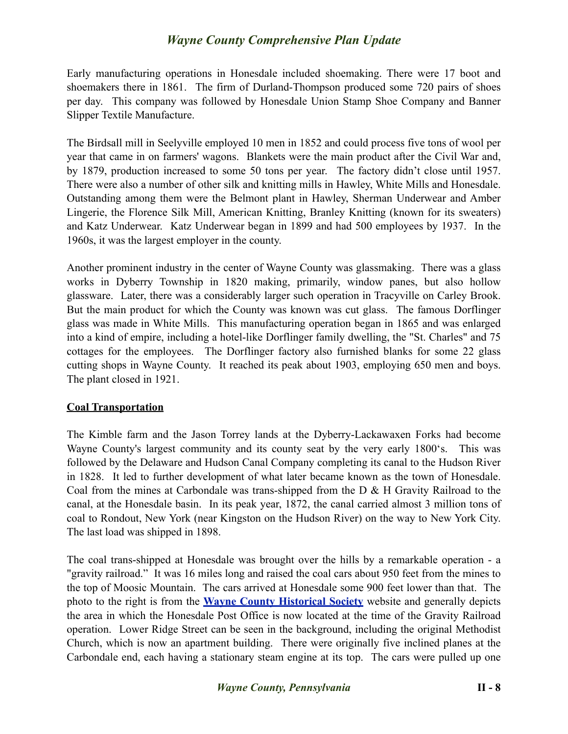Early manufacturing operations in Honesdale included shoemaking. There were 17 boot and shoemakers there in 1861. The firm of Durland-Thompson produced some 720 pairs of shoes per day. This company was followed by Honesdale Union Stamp Shoe Company and Banner Slipper Textile Manufacture.

The Birdsall mill in Seelyville employed 10 men in 1852 and could process five tons of wool per year that came in on farmers' wagons. Blankets were the main product after the Civil War and, by 1879, production increased to some 50 tons per year. The factory didn't close until 1957. There were also a number of other silk and knitting mills in Hawley, White Mills and Honesdale. Outstanding among them were the Belmont plant in Hawley, Sherman Underwear and Amber Lingerie, the Florence Silk Mill, American Knitting, Branley Knitting (known for its sweaters) and Katz Underwear. Katz Underwear began in 1899 and had 500 employees by 1937. In the 1960s, it was the largest employer in the county.

Another prominent industry in the center of Wayne County was glassmaking. There was a glass works in Dyberry Township in 1820 making, primarily, window panes, but also hollow glassware. Later, there was a considerably larger such operation in Tracyville on Carley Brook. But the main product for which the County was known was cut glass. The famous Dorflinger glass was made in White Mills. This manufacturing operation began in 1865 and was enlarged into a kind of empire, including a hotel-like Dorflinger family dwelling, the "St. Charles" and 75 cottages for the employees. The Dorflinger factory also furnished blanks for some 22 glass cutting shops in Wayne County. It reached its peak about 1903, employing 650 men and boys. The plant closed in 1921.

## Coal Transportation

The Kimble farm and the Jason Torrey lands at the Dyberry-Lackawaxen Forks had become Wayne County's largest community and its county seat by the very early 1800's. This was followed by the Delaware and Hudson Canal Company completing its canal to the Hudson River in 1828. It led to further development of what later became known as the town of Honesdale. Coal from the mines at Carbondale was trans-shipped from the D & H Gravity Railroad to the canal, at the Honesdale basin. In its peak year, 1872, the canal carried almost 3 million tons of coal to Rondout, New York (near Kingston on the Hudson River) on the way to New York City. The last load was shipped in 1898.

The coal trans-shipped at Honesdale was brought over the hills by a remarkable operation - a "gravity railroad." It was 16 miles long and raised the coal cars about 950 feet from the mines to the top of Moosic Mountain. The cars arrived at Honesdale some 900 feet lower than that. The photo to the right is from the **Wayne County Historical Society** website and generally depicts the area in which the Honesdale Post Office is now located at the time of the Gravity Railroad operation. Lower Ridge Street can be seen in the background, including the original Methodist Church, which is now an apartment building. There were originally five inclined planes at the Carbondale end, each having a stationary steam engine at its top. The cars were pulled up one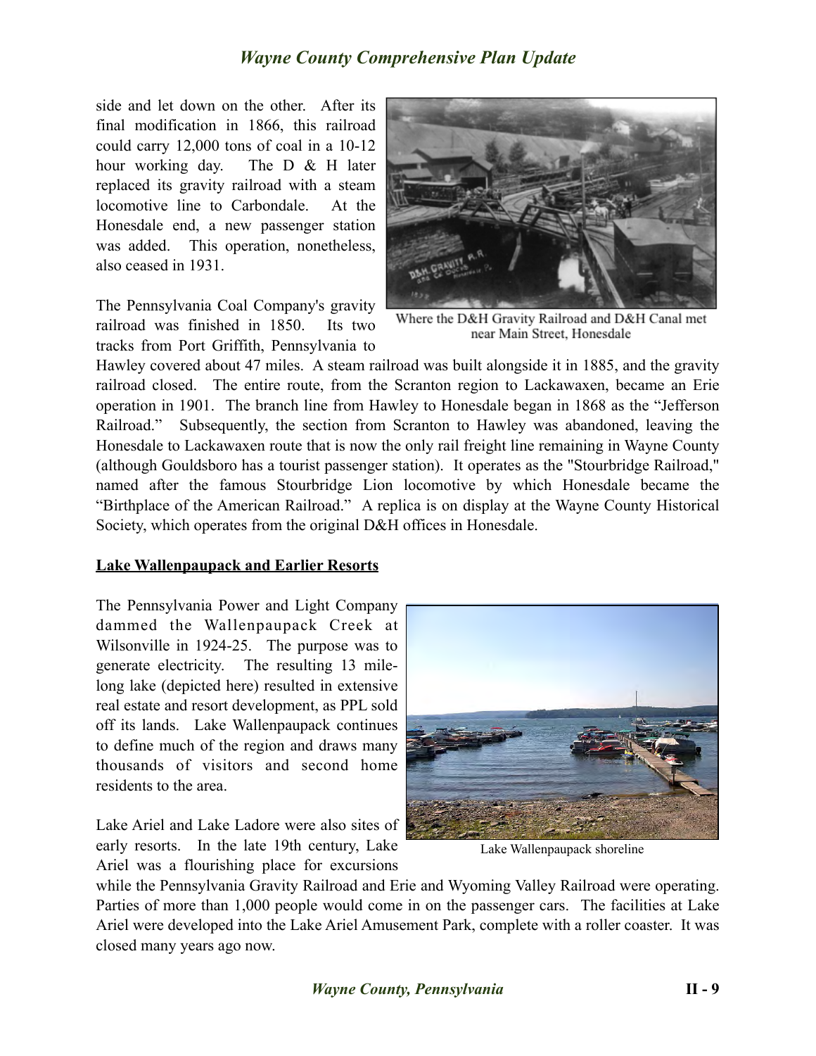side and let down on the other. After its final modification in 1866, this railroad could carry 12,000 tons of coal in a 10-12 hour working day. The D & H later replaced its gravity railroad with a steam locomotive line to Carbondale. At the Honesdale end, a new passenger station was added. This operation, nonetheless, also ceased in 1931.

Where the D&H Gravity Railroad and D&H Canal met near Main Street, Honesdale

The Pennsylvania Coal Company's gravity railroad was finished in 1850. Its two tracks from Port Griffith, Pennsylvania to Hawley covered about 47 miles. A steam railroad was built alongside it in 1885, and the gravity railroad closed. The entire route, from the Scranton region to Lackawaxen, became an Erie operation in 1901. The branch line from Hawley to Honesdale began in 1868 as the "Jefferson Railroad." Subsequently, the section from Scranton to Hawley was abandoned, leaving the Honesdale to Lackawaxen route that is now the only rail freight line remaining in Wayne County (although Gouldsboro has a tourist passenger station). It operates as the "Stourbridge Railroad," named after the famous Stourbridge Lion locomotive by which Honesdale became the "Birthplace of the American Railroad." A replica is on display at the Wayne County Historical Society, which operates from the original D&H offices in Honesdale.

## Lake Wallenpaupack and Earlier Resorts

The Pennsylvania Power and Light Company dammed the Wallenpaupack Creek at Wilsonville in 1924-25. The purpose was to generate electricity. The resulting 13 mile-long lake (depicted here) resulted in extensive real estate and resort development, as PPL sold off its lands. Lake Wallenpaupack continues to define much of the region and draws many thousands of visitors and second home residents to the area.

Lake Wallenpaupack shoreline

Lake Ariel and Lake Ladore were also sites of early resorts. In the late 19th century, Lake Ariel was a flourishing place for excursions while the Pennsylvania Gravity Railroad and Erie and Wyoming Valley Railroad were operating. Parties of more than 1,000 people would come in on the passenger cars. The facilities at Lake Ariel were developed into the Lake Ariel Amusement Park, complete with a roller coaster. It was closed many years ago now.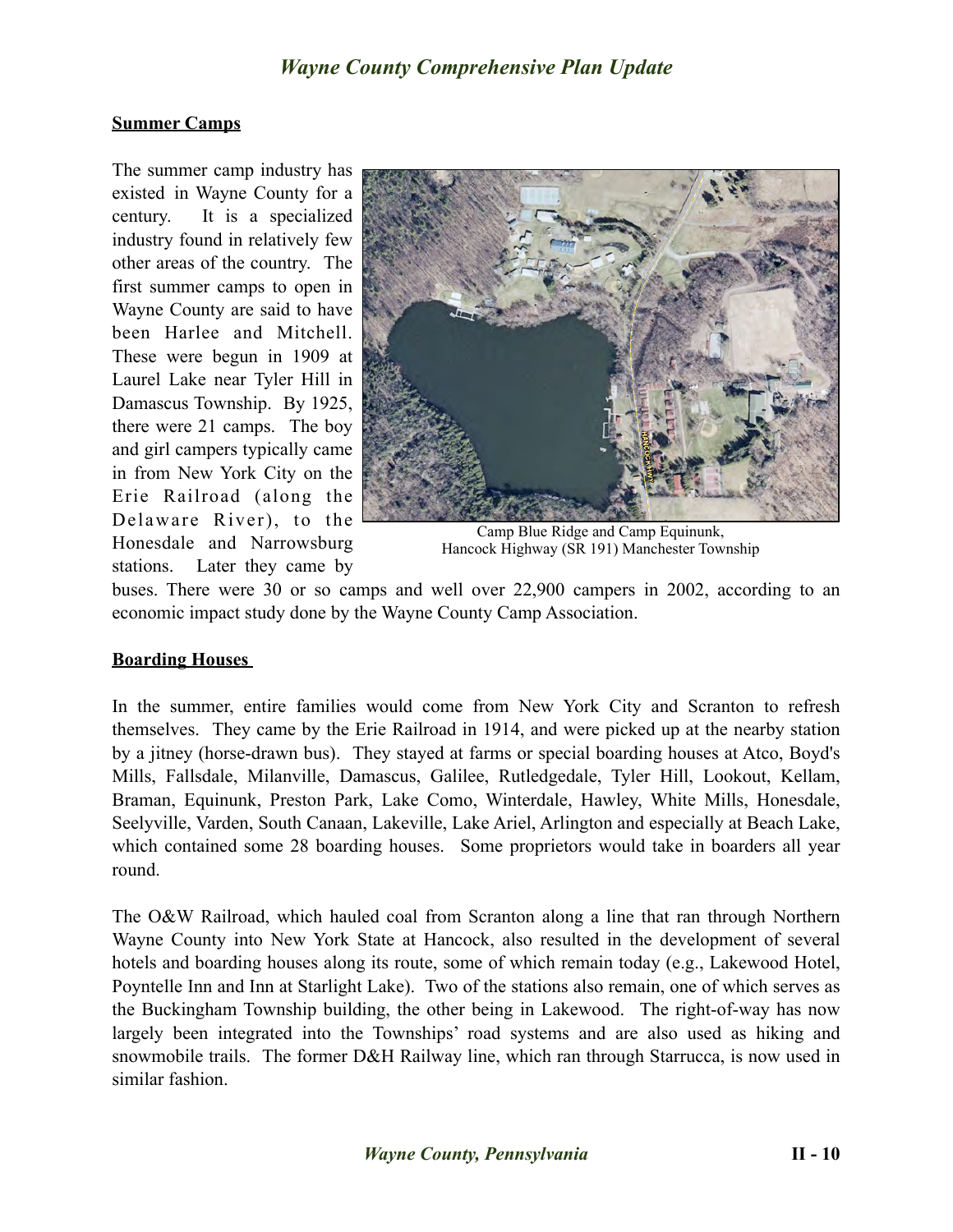## Summer Camps

The summer camp industry has existed in Wayne County for a century. It is a specialized industry found in relatively few other areas of the country. The first summer camps to open in Wayne County are said to have been Harlee and Mitchell. These were begun in 1909 at Laurel Lake near Tyler Hill in Damascus Township. By 1925, there were 21 camps. The boy and girl campers typically came in from New York City on the Erie Railroad (along the Delaware River), to the Honesdale and Narrowsburg stations. Later they came by buses. There were 30 or so camps and well over 22,900 campers in 2002, according to an economic impact study done by the Wayne County Camp Association.

Camp Blue Ridge and Camp Equinunk, Hancock Highway (SR 191) Manchester Township

## Boarding Houses

In the summer, entire families would come from New York City and Scranton to refresh themselves. They came by the Erie Railroad in 1914, and were picked up at the nearby station by a jitney (horse-drawn bus). They stayed at farms or special boarding houses at Atco, Boyd's Mills, Fallsdale, Milanville, Damascus, Galilee, Rutledgedale, Tyler Hill, Lookout, Kellam, Braman, Equinunk, Preston Park, Lake Como, Winterdale, Hawley, White Mills, Honesdale, Seelyville, Varden, South Canaan, Lakeville, Lake Ariel, Arlington and especially at Beach Lake, which contained some 28 boarding houses. Some proprietors would take in boarders all year round.

The O&W Railroad, which hauled coal from Scranton along a line that ran through Northern Wayne County into New York State at Hancock, also resulted in the development of several hotels and boarding houses along its route, some of which remain today (e.g., Lakewood Hotel, Poyntelle Inn and Inn at Starlight Lake). Two of the stations also remain, one of which serves as the Buckingham Township building, the other being in Lakewood. The right-of-way has now largely been integrated into the Townships' road systems and are also used as hiking and snowmobile trails. The former D&H Railway line, which ran through Starrucca, is now used in similar fashion.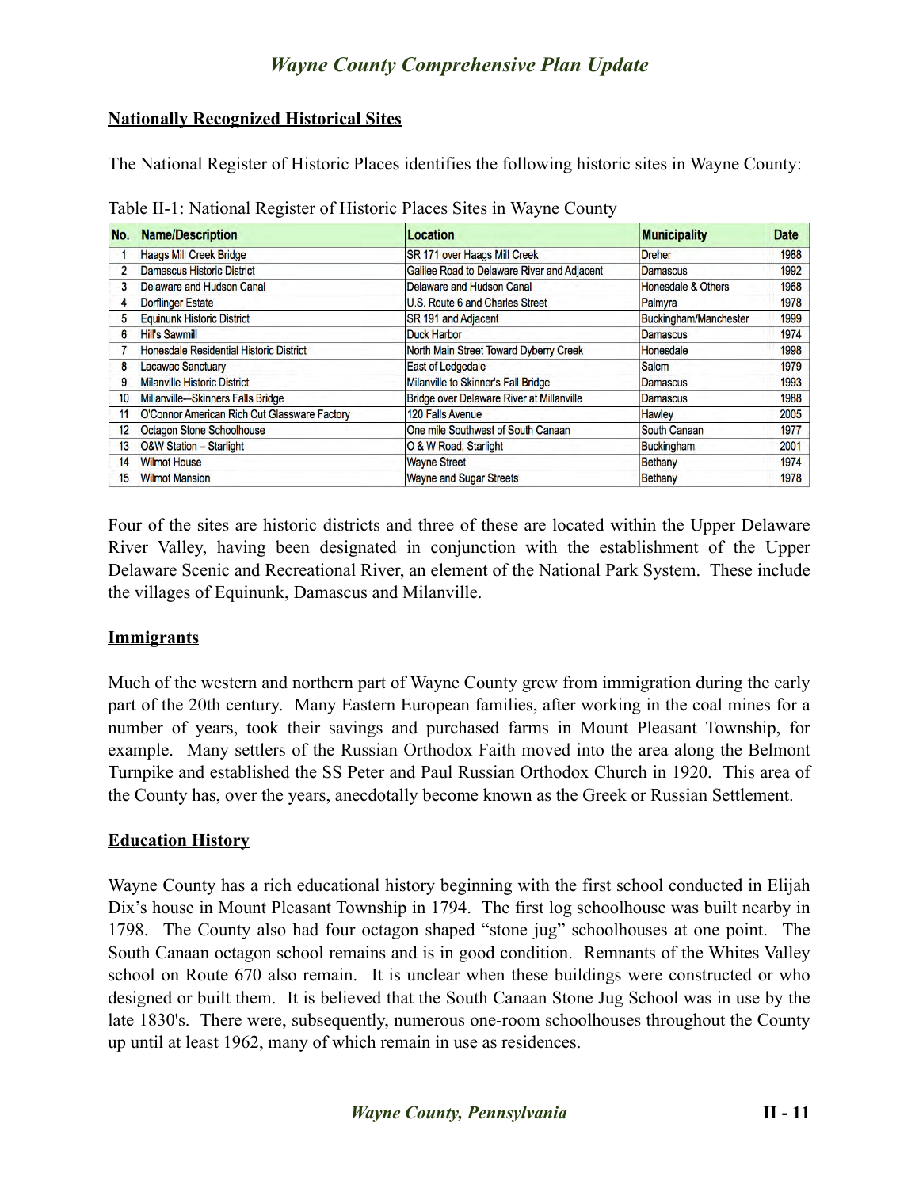## Nationally Recognized Historical Sites

The National Register of Historic Places identifies the following historic sites in Wayne County:

Table II-1: National Register of Historic Places Sites in Wayne County

| No. | Name/Description | Location | Municipality | Date |
|---|---|---|---|---|
| 1 | Haags Mill Creek Bridge | SR 171 over Haags Mill Creek | Dreher | 1988 |
| 2 | Damascus Historic District | Galilee Road to Delaware River and Adjacent | Damascus | 1992 |
| 3 | Delaware and Hudson Canal | Delaware and Hudson Canal | Honesdale & Others | 1968 |
| 4 | Dorflinger Estate | U.S. Route 6 and Charles Street | Palmyra | 1978 |
| 5 | Equinunk Historic District | SR 191 and Adjacent | Buckingham/Manchester | 1999 |
| 6 | Hill's Sawmill | Duck Harbor | Damascus | 1974 |
| 7 | Honesdale Residential Historic District | North Main Street Toward Dyberry Creek | Honesdale | 1998 |
| 8 | Lacawac Sanctuary | East of Ledgedale | Salem | 1979 |
| 9 | Milanville Historic District | Milanville to Skinner's Fall Bridge | Damascus | 1993 |
| 10 | Millanville—Skinners Falls Bridge | Bridge over Delaware River at Millanville | Damascus | 1988 |
| 11 | O'Connor American Rich Cut Glassware Factory | 120 Falls Avenue | Hawley | 2005 |
| 12 | Octagon Stone Schoolhouse | One mile Southwest of South Canaan | South Canaan | 1977 |
| 13 | O&W Station – Starlight | O & W Road, Starlight | Buckingham | 2001 |
| 14 | Wilmot House | Wayne Street | Bethany | 1974 |
| 15 | Wilmot Mansion | Wayne and Sugar Streets | Bethany | 1978 |

Four of the sites are historic districts and three of these are located within the Upper Delaware River Valley, having been designated in conjunction with the establishment of the Upper Delaware Scenic and Recreational River, an element of the National Park System. These include the villages of Equinunk, Damascus and Milanville.

## Immigrants

Much of the western and northern part of Wayne County grew from immigration during the early part of the 20th century. Many Eastern European families, after working in the coal mines for a number of years, took their savings and purchased farms in Mount Pleasant Township, for example. Many settlers of the Russian Orthodox Faith moved into the area along the Belmont Turnpike and established the SS Peter and Paul Russian Orthodox Church in 1920. This area of the County has, over the years, anecdotally become known as the Greek or Russian Settlement.

## Education History

Wayne County has a rich educational history beginning with the first school conducted in Elijah Dix's house in Mount Pleasant Township in 1794. The first log schoolhouse was built nearby in 1798. The County also had four octagon shaped "stone jug" schoolhouses at one point. The South Canaan octagon school remains and is in good condition. Remnants of the Whites Valley school on Route 670 also remain. It is unclear when these buildings were constructed or who designed or built them. It is believed that the South Canaan Stone Jug School was in use by the late 1830's. There were, subsequently, numerous one-room schoolhouses throughout the County up until at least 1962, many of which remain in use as residences.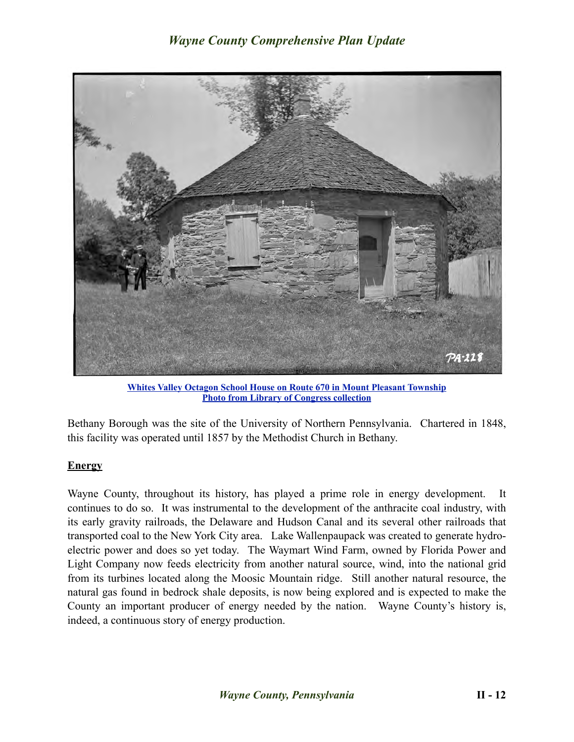**Whites Valley Octagon School House on Route 670 in Mount Pleasant Township**
**Photo from Library of Congress collection**

Bethany Borough was the site of the University of Northern Pennsylvania. Chartered in 1848, this facility was operated until 1857 by the Methodist Church in Bethany.

## Energy

Wayne County, throughout its history, has played a prime role in energy development. It continues to do so. It was instrumental to the development of the anthracite coal industry, with its early gravity railroads, the Delaware and Hudson Canal and its several other railroads that transported coal to the New York City area. Lake Wallenpaupack was created to generate hydroelectric power and does so yet today. The Waymart Wind Farm, owned by Florida Power and Light Company now feeds electricity from another natural source, wind, into the national grid from its turbines located along the Moosic Mountain ridge. Still another natural resource, the natural gas found in bedrock shale deposits, is now being explored and is expected to make the County an important producer of energy needed by the nation. Wayne County's history is, indeed, a continuous story of energy production.